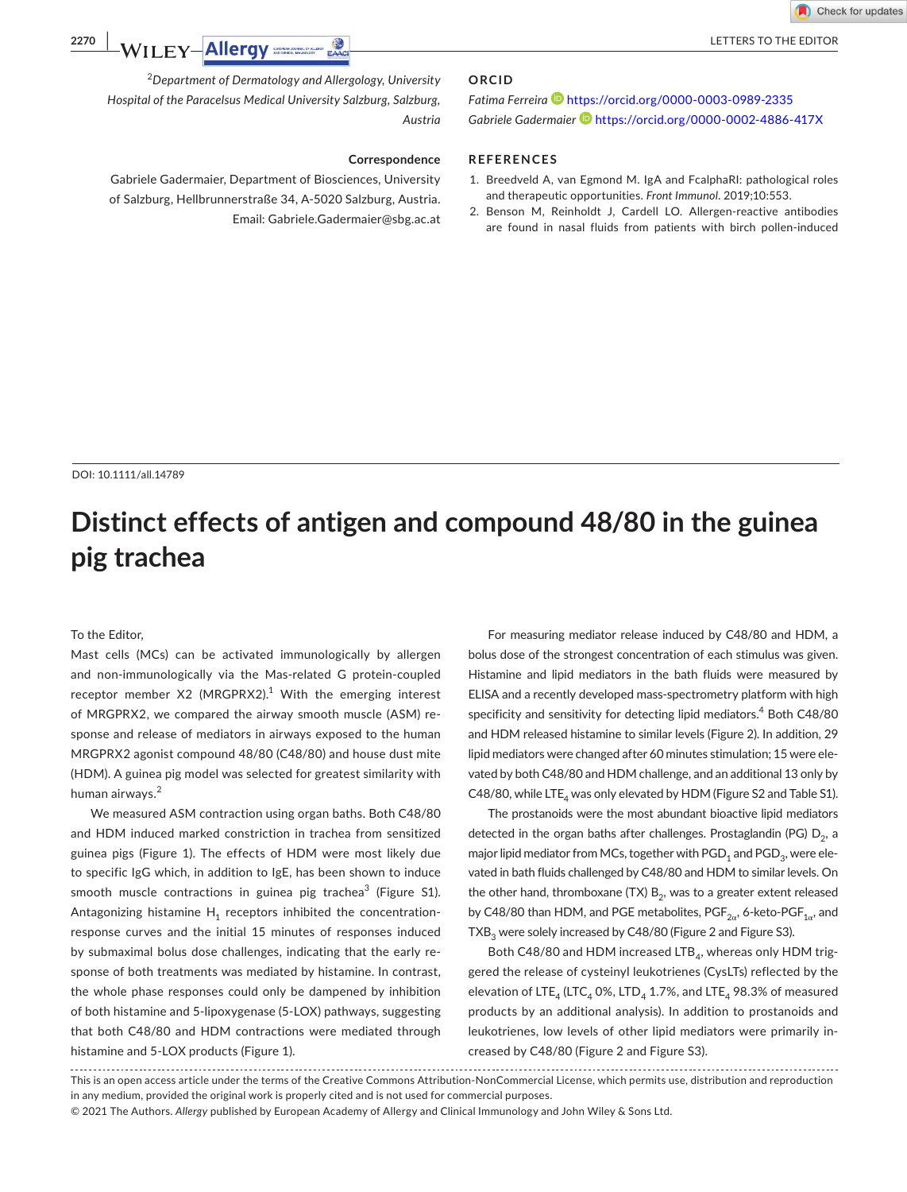[2]Department of Dermatology and Allergology, University Hospital of the Paracelsus Medical University Salzburg, Salzburg, Austria

**Correspondence**

Gabriele Gadermaier, Department of Biosciences, University of Salzburg, Hellbrunnerstraße 34, A-5020 Salzburg, Austria.
Email: Gabriele.Gadermaier@sbg.ac.at

## ORCID

*Fatima Ferreira* https://orcid.org/0000-0003-0989-2335
*Gabriele Gadermaier* https://orcid.org/0000-0002-4886-417X

## REFERENCES

1. Breedveld A, van Egmond M. IgA and FcalphaRI: pathological roles and therapeutic opportunities. *Front Immunol*. 2019;10:553.
2. Benson M, Reinholdt J, Cardell LO. Allergen-reactive antibodies are found in nasal fluids from patients with birch pollen-induced

---

DOI: 10.1111/all.14789

# Distinct effects of antigen and compound 48/80 in the guinea pig trachea

To the Editor,

Mast cells (MCs) can be activated immunologically by allergen and non-immunologically via the Mas-related G protein-coupled receptor member X2 (MRGPRX2).[1] With the emerging interest of MRGPRX2, we compared the airway smooth muscle (ASM) response and release of mediators in airways exposed to the human MRGPRX2 agonist compound 48/80 (C48/80) and house dust mite (HDM). A guinea pig model was selected for greatest similarity with human airways.[2]

We measured ASM contraction using organ baths. Both C48/80 and HDM induced marked constriction in trachea from sensitized guinea pigs (Figure 1). The effects of HDM were most likely due to specific IgG which, in addition to IgE, has been shown to induce smooth muscle contractions in guinea pig trachea[3] (Figure S1). Antagonizing histamine $H_1$ receptors inhibited the concentration-response curves and the initial 15 minutes of responses induced by submaximal bolus dose challenges, indicating that the early response of both treatments was mediated by histamine. In contrast, the whole phase responses could only be dampened by inhibition of both histamine and 5-lipoxygenase (5-LOX) pathways, suggesting that both C48/80 and HDM contractions were mediated through histamine and 5-LOX products (Figure 1).

For measuring mediator release induced by C48/80 and HDM, a bolus dose of the strongest concentration of each stimulus was given. Histamine and lipid mediators in the bath fluids were measured by ELISA and a recently developed mass-spectrometry platform with high specificity and sensitivity for detecting lipid mediators.[4] Both C48/80 and HDM released histamine to similar levels (Figure 2). In addition, 29 lipid mediators were changed after 60 minutes stimulation; 15 were elevated by both C48/80 and HDM challenge, and an additional 13 only by C48/80, while $LTE_4$ was only elevated by HDM (Figure S2 and Table S1).

The prostanoids were the most abundant bioactive lipid mediators detected in the organ baths after challenges. Prostaglandin (PG) $D_2$, a major lipid mediator from MCs, together with $PGD_1$ and $PGD_3$, were elevated in bath fluids challenged by C48/80 and HDM to similar levels. On the other hand, thromboxane (TX) $B_2$, was to a greater extent released by C48/80 than HDM, and PGE metabolites, $PGF_{2\alpha}$, 6-keto-$PGF_{1\alpha}$, and $TXB_3$ were solely increased by C48/80 (Figure 2 and Figure S3).

Both C48/80 and HDM increased $LTB_4$, whereas only HDM triggered the release of cysteinyl leukotrienes (CysLTs) reflected by the elevation of $LTE_4$ ($LTC_4$ 0%, $LTD_4$ 1.7%, and $LTE_4$ 98.3% of measured products by an additional analysis). In addition to prostanoids and leukotrienes, low levels of other lipid mediators were primarily increased by C48/80 (Figure 2 and Figure S3).

This is an open access article under the terms of the Creative Commons Attribution-NonCommercial License, which permits use, distribution and reproduction in any medium, provided the original work is properly cited and is not used for commercial purposes.
© 2021 The Authors. *Allergy* published by European Academy of Allergy and Clinical Immunology and John Wiley & Sons Ltd.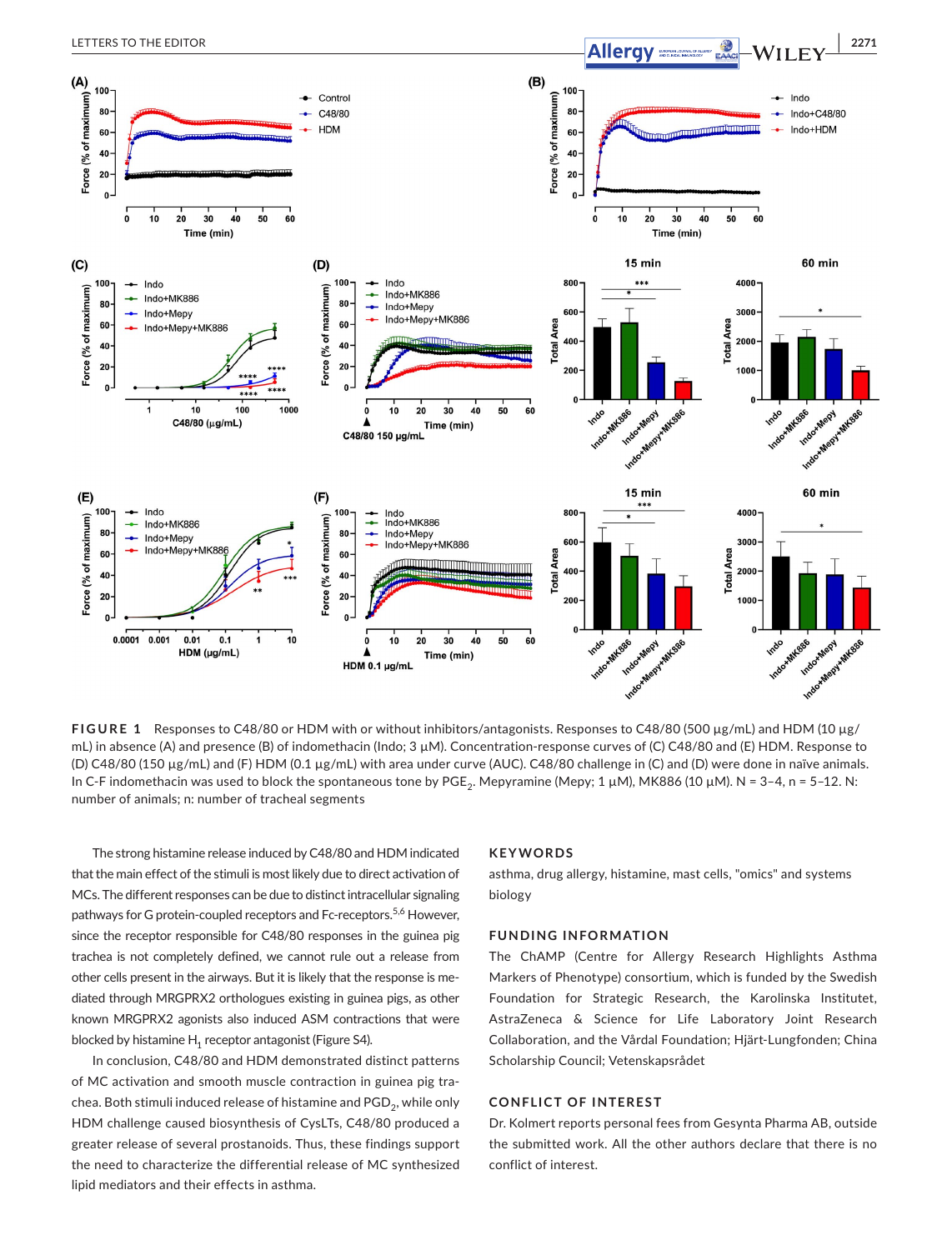FIGURE 1 Responses to C48/80 or HDM with or without inhibitors/antagonists. Responses to C48/80 (500 μg/mL) and HDM (10 μg/mL) in absence (A) and presence (B) of indomethacin (Indo; 3 μM). Concentration-response curves of (C) C48/80 and (E) HDM. Response to (D) C48/80 (150 μg/mL) and (F) HDM (0.1 μg/mL) with area under curve (AUC). C48/80 challenge in (C) and (D) were done in naïve animals. In C-F indomethacin was used to block the spontaneous tone by $PGE_2$. Mepyramine (Mepy; 1 μM), MK886 (10 μM). N = 3–4, n = 5–12. N: number of animals; n: number of tracheal segments

The strong histamine release induced by C48/80 and HDM indicated that the main effect of the stimuli is most likely due to direct activation of MCs. The different responses can be due to distinct intracellular signaling pathways for G protein-coupled receptors and Fc-receptors.[5,6] However, since the receptor responsible for C48/80 responses in the guinea pig trachea is not completely defined, we cannot rule out a release from other cells present in the airways. But it is likely that the response is mediated through MRGPRX2 orthologues existing in guinea pigs, as other known MRGPRX2 agonists also induced ASM contractions that were blocked by histamine $H_1$ receptor antagonist (Figure S4).

In conclusion, C48/80 and HDM demonstrated distinct patterns of MC activation and smooth muscle contraction in guinea pig trachea. Both stimuli induced release of histamine and $PGD_2$, while only HDM challenge caused biosynthesis of CysLTs, C48/80 produced a greater release of several prostanoids. Thus, these findings support the need to characterize the differential release of MC synthesized lipid mediators and their effects in asthma.

## KEYWORDS

asthma, drug allergy, histamine, mast cells, "omics" and systems biology

## FUNDING INFORMATION

The ChAMP (Centre for Allergy Research Highlights Asthma Markers of Phenotype) consortium, which is funded by the Swedish Foundation for Strategic Research, the Karolinska Institutet, AstraZeneca & Science for Life Laboratory Joint Research Collaboration, and the Vårdal Foundation; Hjärt-Lungfonden; China Scholarship Council; Vetenskapsrådet

## CONFLICT OF INTEREST

Dr. Kolmert reports personal fees from Gesynta Pharma AB, outside the submitted work. All the other authors declare that there is no conflict of interest.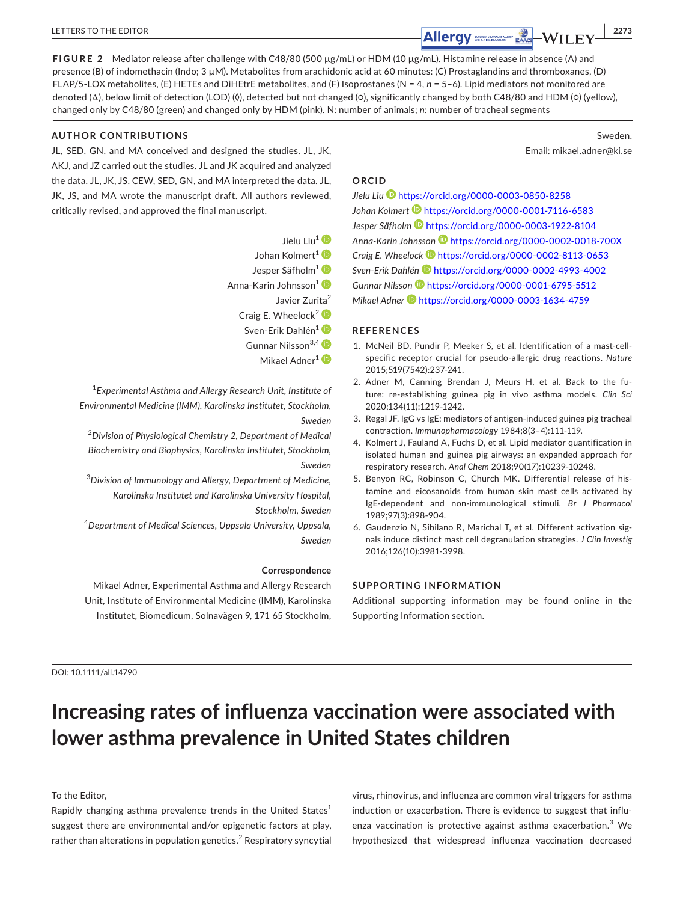**FIGURE 2** Mediator release after challenge with C48/80 (500 µg/mL) or HDM (10 µg/mL). Histamine release in absence (A) and presence (B) of indomethacin (Indo; 3 µM). Metabolites from arachidonic acid at 60 minutes: (C) Prostaglandins and thromboxanes, (D) FLAP/5-LOX metabolites, (E) HETEs and DiHEtrE metabolites, and (F) Isoprostanes (N = 4, $n$ = 5–6). Lipid mediators not monitored are denoted (Δ), below limit of detection (LOD) (◊), detected but not changed (ο), significantly changed by both C48/80 and HDM (ο) (yellow), changed only by C48/80 (green) and changed only by HDM (pink). N: number of animals; $n$: number of tracheal segments

## AUTHOR CONTRIBUTIONS

JL, SED, GN, and MA conceived and designed the studies. JL, JK, AKJ, and JZ carried out the studies. JL and JK acquired and analyzed the data. JL, JK, JS, CEW, SED, GN, and MA interpreted the data. JL, JK, JS, and MA wrote the manuscript draft. All authors reviewed, critically revised, and approved the final manuscript.

Jielu Liu[1]
Johan Kolmert[1]
Jesper Säfholm[1]
Anna-Karin Johnsson[1]
Javier Zurita[2]
Craig E. Wheelock[2]
Sven-Erik Dahlén[1]
Gunnar Nilsson[3,4]
Mikael Adner[1]

[1]*Experimental Asthma and Allergy Research Unit, Institute of Environmental Medicine (IMM), Karolinska Institutet, Stockholm, Sweden*
[2]*Division of Physiological Chemistry 2, Department of Medical Biochemistry and Biophysics, Karolinska Institutet, Stockholm, Sweden*
[3]*Division of Immunology and Allergy, Department of Medicine, Karolinska Institutet and Karolinska University Hospital, Stockholm, Sweden*
[4]*Department of Medical Sciences, Uppsala University, Uppsala, Sweden*

**Correspondence**
Mikael Adner, Experimental Asthma and Allergy Research Unit, Institute of Environmental Medicine (IMM), Karolinska Institutet, Biomedicum, Solnavägen 9, 171 65 Stockholm, Sweden.
Email: mikael.adner@ki.se

## ORCID

*Jielu Liu* https://orcid.org/0000-0003-0850-8258
*Johan Kolmert* https://orcid.org/0000-0001-7116-6583
*Jesper Säfholm* https://orcid.org/0000-0003-1922-8104
*Anna-Karin Johnsson* https://orcid.org/0000-0002-0018-700X
*Craig E. Wheelock* https://orcid.org/0000-0002-8113-0653
*Sven-Erik Dahlén* https://orcid.org/0000-0002-4993-4002
*Gunnar Nilsson* https://orcid.org/0000-0001-6795-5512
*Mikael Adner* https://orcid.org/0000-0003-1634-4759

## REFERENCES

1. McNeil BD, Pundir P, Meeker S, et al. Identification of a mast-cell-specific receptor crucial for pseudo-allergic drug reactions. *Nature* 2015;519(7542):237-241.
2. Adner M, Canning Brendan J, Meurs H, et al. Back to the future: re-establishing guinea pig in vivo asthma models. *Clin Sci* 2020;134(11):1219-1242.
3. Regal JF. IgG vs IgE: mediators of antigen-induced guinea pig tracheal contraction. *Immunopharmacology* 1984;8(3–4):111-119.
4. Kolmert J, Fauland A, Fuchs D, et al. Lipid mediator quantification in isolated human and guinea pig airways: an expanded approach for respiratory research. *Anal Chem* 2018;90(17):10239-10248.
5. Benyon RC, Robinson C, Church MK. Differential release of histamine and eicosanoids from human skin mast cells activated by IgE-dependent and non-immunological stimuli. *Br J Pharmacol* 1989;97(3):898-904.
6. Gaudenzio N, Sibilano R, Marichal T, et al. Different activation signals induce distinct mast cell degranulation strategies. *J Clin Investig* 2016;126(10):3981-3998.

## SUPPORTING INFORMATION

Additional supporting information may be found online in the Supporting Information section.

DOI: 10.1111/all.14790

# Increasing rates of influenza vaccination were associated with lower asthma prevalence in United States children

To the Editor,

Rapidly changing asthma prevalence trends in the United States[1] suggest there are environmental and/or epigenetic factors at play, rather than alterations in population genetics.[2] Respiratory syncytial virus, rhinovirus, and influenza are common viral triggers for asthma induction or exacerbation. There is evidence to suggest that influenza vaccination is protective against asthma exacerbation.[3] We hypothesized that widespread influenza vaccination decreased